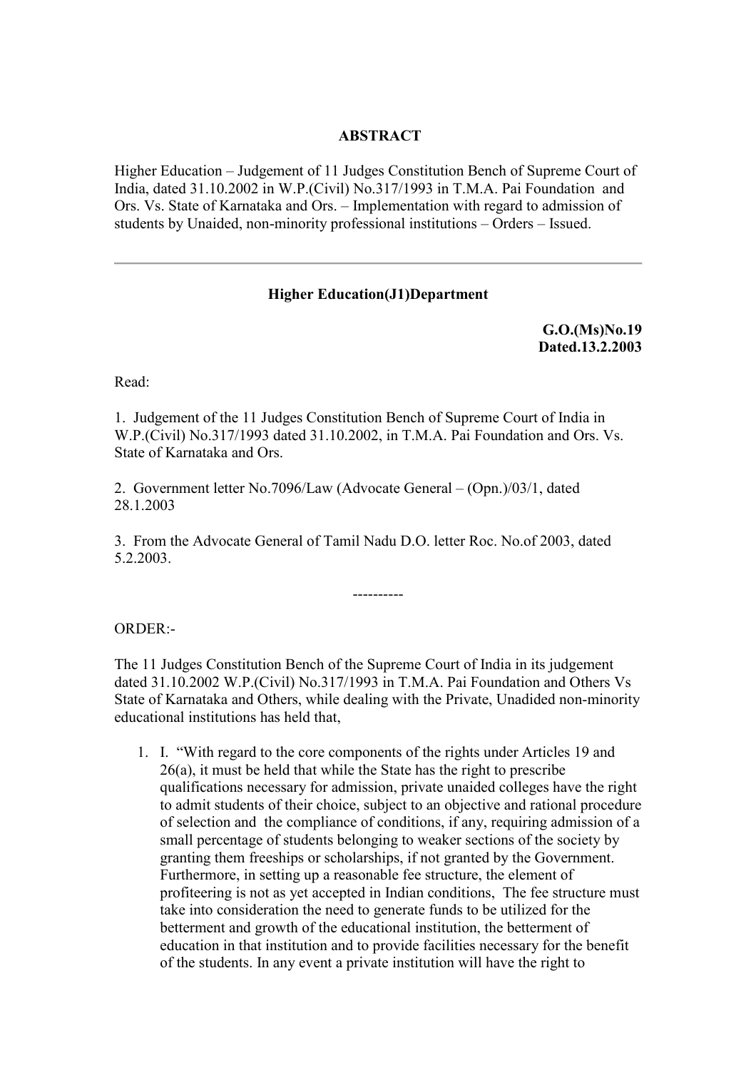**ABSTRACT**

Higher Education – Judgement of 11 Judges Constitution Bench of Supreme Court of India, dated 31.10.2002 in W.P.(Civil) No.317/1993 in T.M.A. Pai Foundation and Ors. Vs. State of Karnataka and Ors. – Implementation with regard to admission of students by Unaided, non-minority professional institutions – Orders – Issued.

---

**Higher Education(J1)Department**

**G.O.(Ms)No.19**
**Dated.13.2.2003**

Read:

1. Judgement of the 11 Judges Constitution Bench of Supreme Court of India in W.P.(Civil) No.317/1993 dated 31.10.2002, in T.M.A. Pai Foundation and Ors. Vs. State of Karnataka and Ors.

2. Government letter No.7096/Law (Advocate General – (Opn.)/03/1, dated 28.1.2003

3. From the Advocate General of Tamil Nadu D.O. letter Roc. No.of 2003, dated 5.2.2003.

----------

ORDER:-

The 11 Judges Constitution Bench of the Supreme Court of India in its judgement dated 31.10.2002 W.P.(Civil) No.317/1993 in T.M.A. Pai Foundation and Others Vs State of Karnataka and Others, while dealing with the Private, Unadided non-minority educational institutions has held that,

1. I. "With regard to the core components of the rights under Articles 19 and 26(a), it must be held that while the State has the right to prescribe qualifications necessary for admission, private unaided colleges have the right to admit students of their choice, subject to an objective and rational procedure of selection and the compliance of conditions, if any, requiring admission of a small percentage of students belonging to weaker sections of the society by granting them freeships or scholarships, if not granted by the Government. Furthermore, in setting up a reasonable fee structure, the element of profiteering is not as yet accepted in Indian conditions, The fee structure must take into consideration the need to generate funds to be utilized for the betterment and growth of the educational institution, the betterment of education in that institution and to provide facilities necessary for the benefit of the students. In any event a private institution will have the right to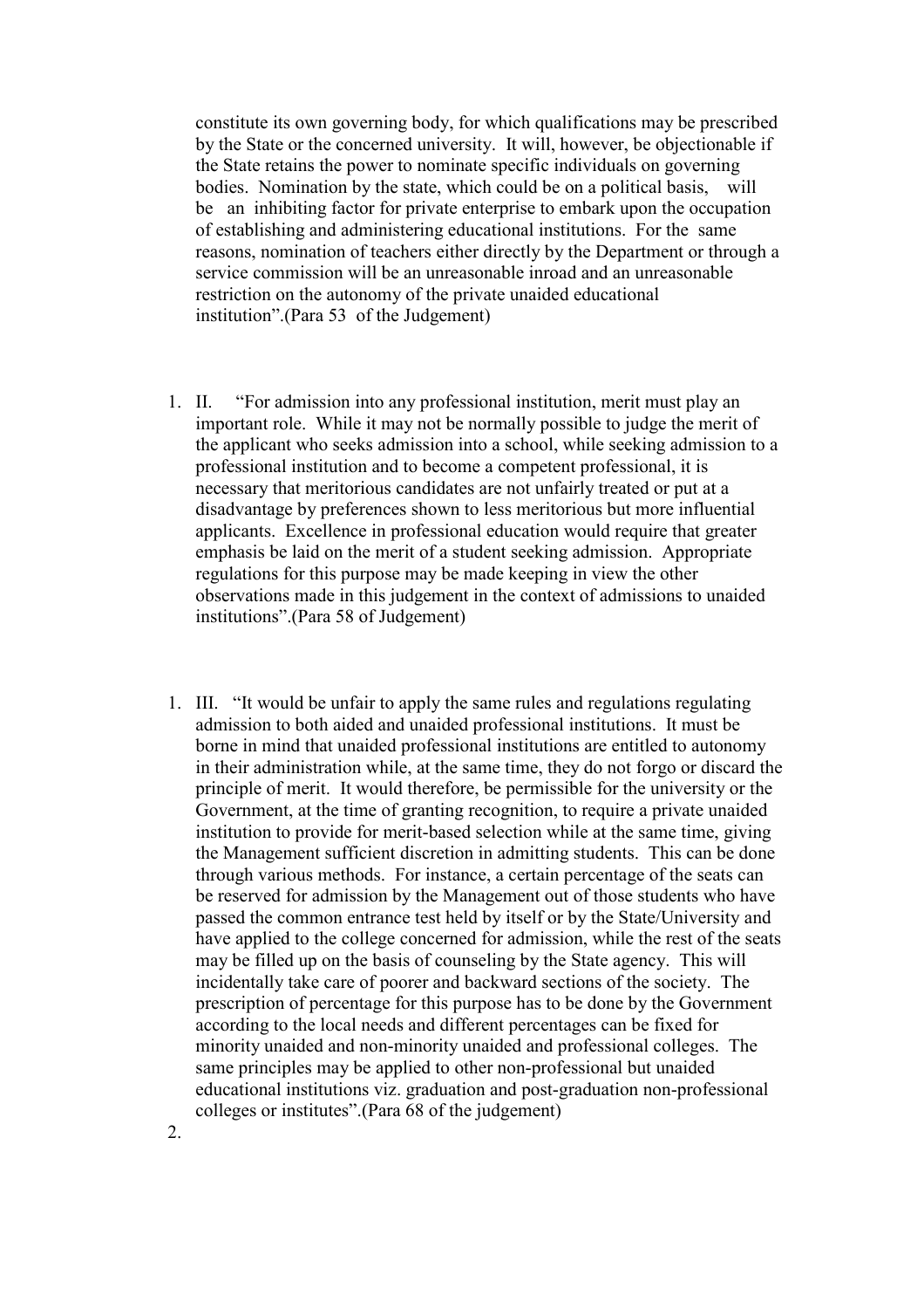constitute its own governing body, for which qualifications may be prescribed by the State or the concerned university. It will, however, be objectionable if the State retains the power to nominate specific individuals on governing bodies. Nomination by the state, which could be on a political basis, will be an inhibiting factor for private enterprise to embark upon the occupation of establishing and administering educational institutions. For the same reasons, nomination of teachers either directly by the Department or through a service commission will be an unreasonable inroad and an unreasonable restriction on the autonomy of the private unaided educational institution".(Para 53 of the Judgement)

1. II. "For admission into any professional institution, merit must play an important role. While it may not be normally possible to judge the merit of the applicant who seeks admission into a school, while seeking admission to a professional institution and to become a competent professional, it is necessary that meritorious candidates are not unfairly treated or put at a disadvantage by preferences shown to less meritorious but more influential applicants. Excellence in professional education would require that greater emphasis be laid on the merit of a student seeking admission. Appropriate regulations for this purpose may be made keeping in view the other observations made in this judgement in the context of admissions to unaided institutions".(Para 58 of Judgement)

1. III. "It would be unfair to apply the same rules and regulations regulating admission to both aided and unaided professional institutions. It must be borne in mind that unaided professional institutions are entitled to autonomy in their administration while, at the same time, they do not forgo or discard the principle of merit. It would therefore, be permissible for the university or the Government, at the time of granting recognition, to require a private unaided institution to provide for merit-based selection while at the same time, giving the Management sufficient discretion in admitting students. This can be done through various methods. For instance, a certain percentage of the seats can be reserved for admission by the Management out of those students who have passed the common entrance test held by itself or by the State/University and have applied to the college concerned for admission, while the rest of the seats may be filled up on the basis of counseling by the State agency. This will incidentally take care of poorer and backward sections of the society. The prescription of percentage for this purpose has to be done by the Government according to the local needs and different percentages can be fixed for minority unaided and non-minority unaided and professional colleges. The same principles may be applied to other non-professional but unaided educational institutions viz. graduation and post-graduation non-professional colleges or institutes".(Para 68 of the judgement)

2.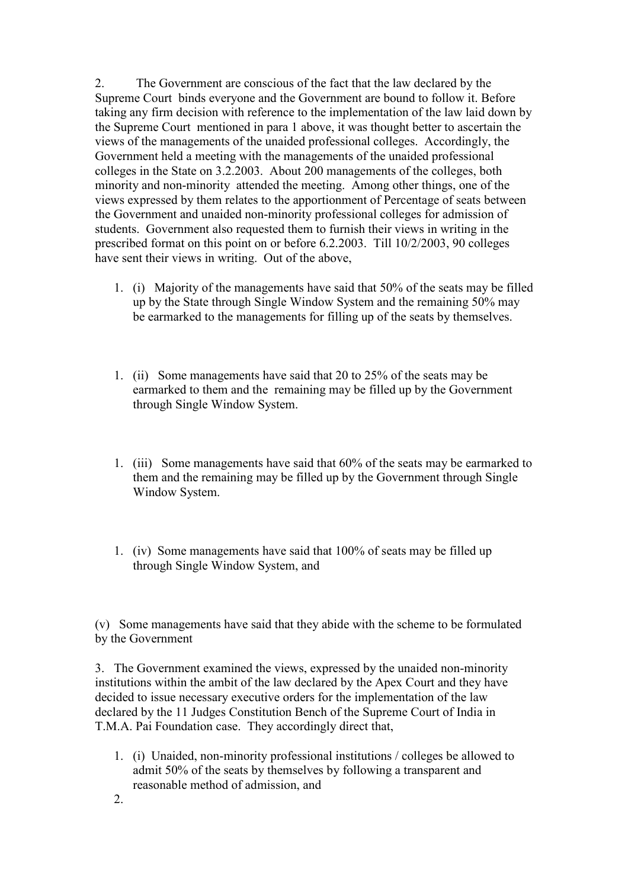2. The Government are conscious of the fact that the law declared by the Supreme Court binds everyone and the Government are bound to follow it. Before taking any firm decision with reference to the implementation of the law laid down by the Supreme Court mentioned in para 1 above, it was thought better to ascertain the views of the managements of the unaided professional colleges. Accordingly, the Government held a meeting with the managements of the unaided professional colleges in the State on 3.2.2003. About 200 managements of the colleges, both minority and non-minority attended the meeting. Among other things, one of the views expressed by them relates to the apportionment of Percentage of seats between the Government and unaided non-minority professional colleges for admission of students. Government also requested them to furnish their views in writing in the prescribed format on this point on or before 6.2.2003. Till 10/2/2003, 90 colleges have sent their views in writing. Out of the above,

1. (i) Majority of the managements have said that 50% of the seats may be filled up by the State through Single Window System and the remaining 50% may be earmarked to the managements for filling up of the seats by themselves.

1. (ii) Some managements have said that 20 to 25% of the seats may be earmarked to them and the remaining may be filled up by the Government through Single Window System.

1. (iii) Some managements have said that 60% of the seats may be earmarked to them and the remaining may be filled up by the Government through Single Window System.

1. (iv) Some managements have said that 100% of seats may be filled up through Single Window System, and

(v) Some managements have said that they abide with the scheme to be formulated by the Government

3. The Government examined the views, expressed by the unaided non-minority institutions within the ambit of the law declared by the Apex Court and they have decided to issue necessary executive orders for the implementation of the law declared by the 11 Judges Constitution Bench of the Supreme Court of India in T.M.A. Pai Foundation case. They accordingly direct that,

1. (i) Unaided, non-minority professional institutions / colleges be allowed to admit 50% of the seats by themselves by following a transparent and reasonable method of admission, and
2.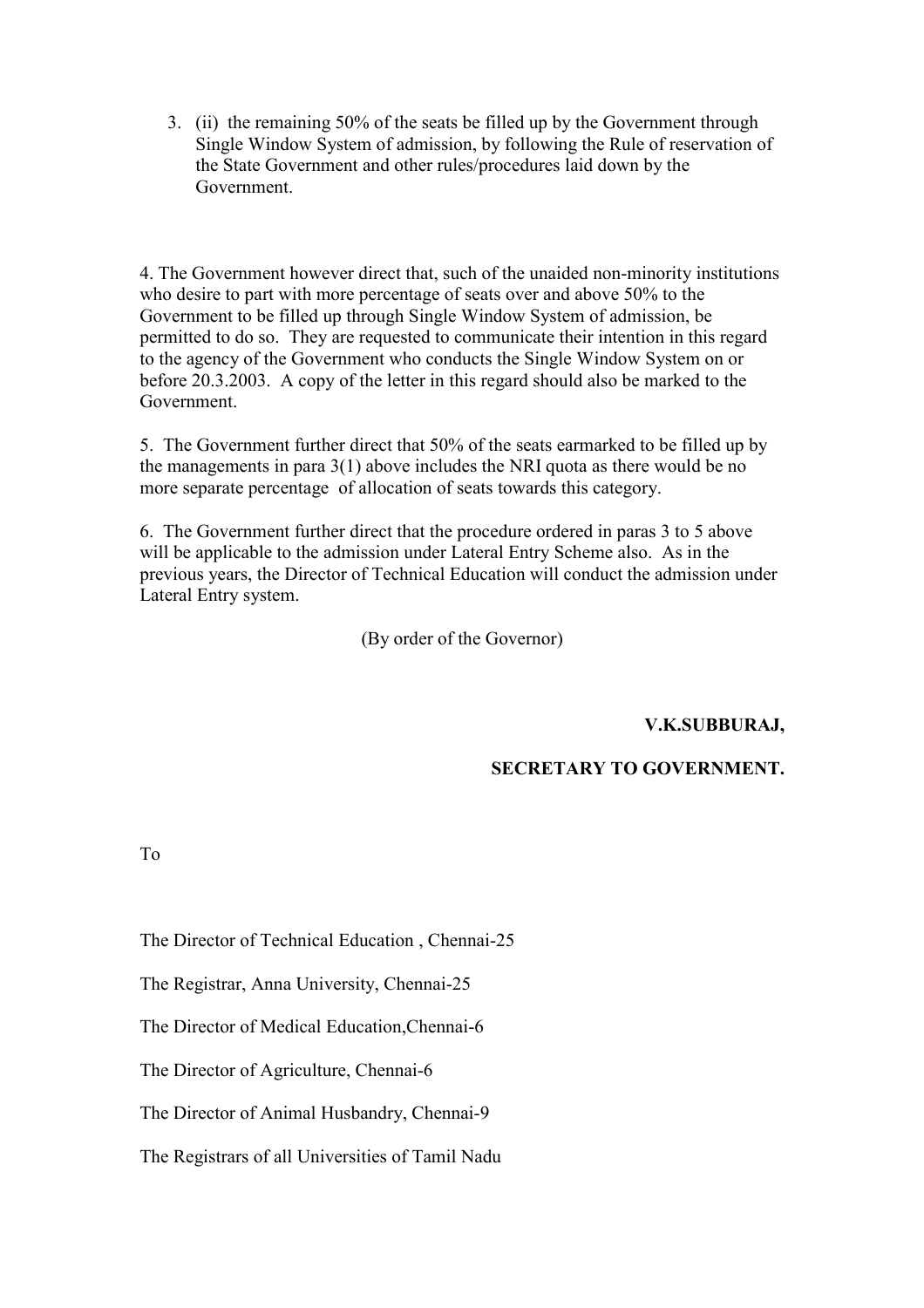3. (ii) the remaining 50% of the seats be filled up by the Government through Single Window System of admission, by following the Rule of reservation of the State Government and other rules/procedures laid down by the Government.

4. The Government however direct that, such of the unaided non-minority institutions who desire to part with more percentage of seats over and above 50% to the Government to be filled up through Single Window System of admission, be permitted to do so. They are requested to communicate their intention in this regard to the agency of the Government who conducts the Single Window System on or before 20.3.2003. A copy of the letter in this regard should also be marked to the Government.

5. The Government further direct that 50% of the seats earmarked to be filled up by the managements in para 3(1) above includes the NRI quota as there would be no more separate percentage of allocation of seats towards this category.

6. The Government further direct that the procedure ordered in paras 3 to 5 above will be applicable to the admission under Lateral Entry Scheme also. As in the previous years, the Director of Technical Education will conduct the admission under Lateral Entry system.

(By order of the Governor)

**V.K.SUBBURAJ,**

**SECRETARY TO GOVERNMENT.**

To

The Director of Technical Education , Chennai-25

The Registrar, Anna University, Chennai-25

The Director of Medical Education,Chennai-6

The Director of Agriculture, Chennai-6

The Director of Animal Husbandry, Chennai-9

The Registrars of all Universities of Tamil Nadu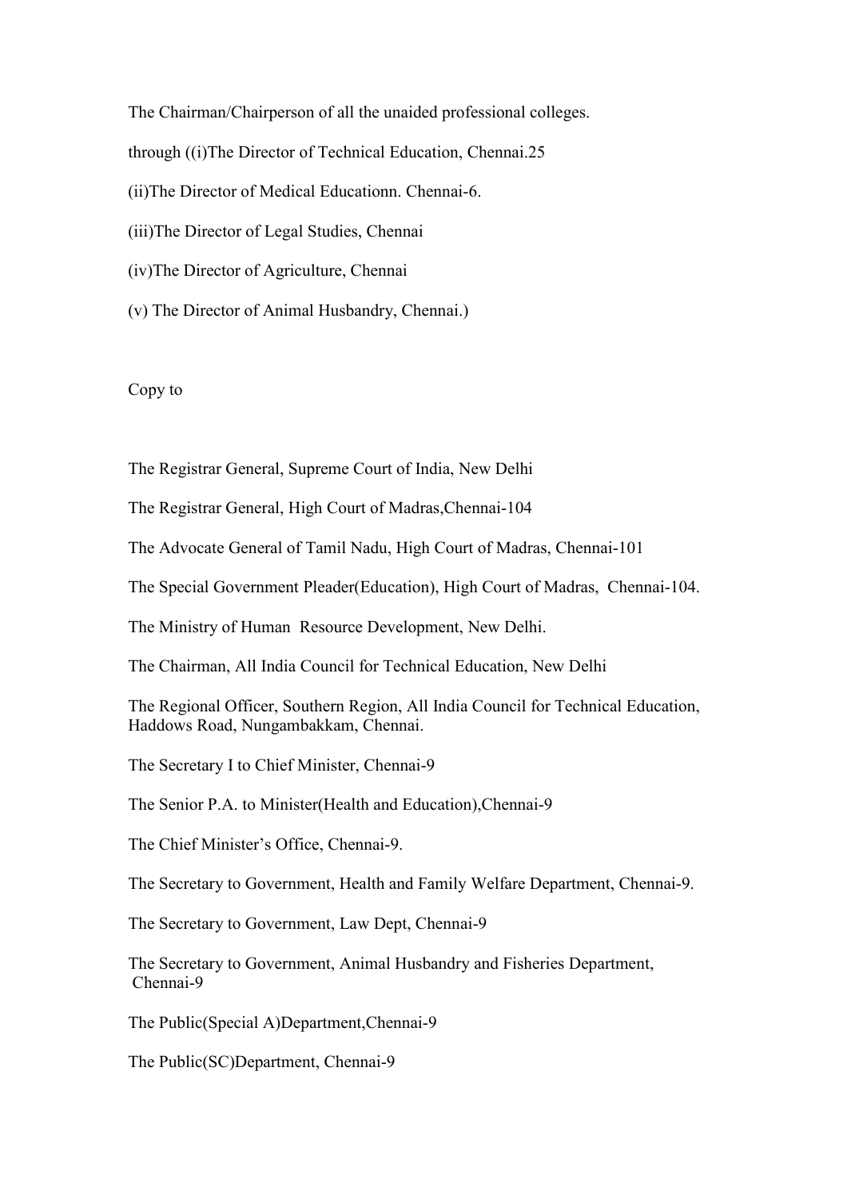The Chairman/Chairperson of all the unaided professional colleges.

through ((i)The Director of Technical Education, Chennai.25

(ii)The Director of Medical Educationn. Chennai-6.

(iii)The Director of Legal Studies, Chennai

(iv)The Director of Agriculture, Chennai

(v) The Director of Animal Husbandry, Chennai.)

Copy to

The Registrar General, Supreme Court of India, New Delhi

The Registrar General, High Court of Madras,Chennai-104

The Advocate General of Tamil Nadu, High Court of Madras, Chennai-101

The Special Government Pleader(Education), High Court of Madras, Chennai-104.

The Ministry of Human Resource Development, New Delhi.

The Chairman, All India Council for Technical Education, New Delhi

The Regional Officer, Southern Region, All India Council for Technical Education, Haddows Road, Nungambakkam, Chennai.

The Secretary I to Chief Minister, Chennai-9

The Senior P.A. to Minister(Health and Education),Chennai-9

The Chief Minister's Office, Chennai-9.

The Secretary to Government, Health and Family Welfare Department, Chennai-9.

The Secretary to Government, Law Dept, Chennai-9

The Secretary to Government, Animal Husbandry and Fisheries Department, Chennai-9

The Public(Special A)Department,Chennai-9

The Public(SC)Department, Chennai-9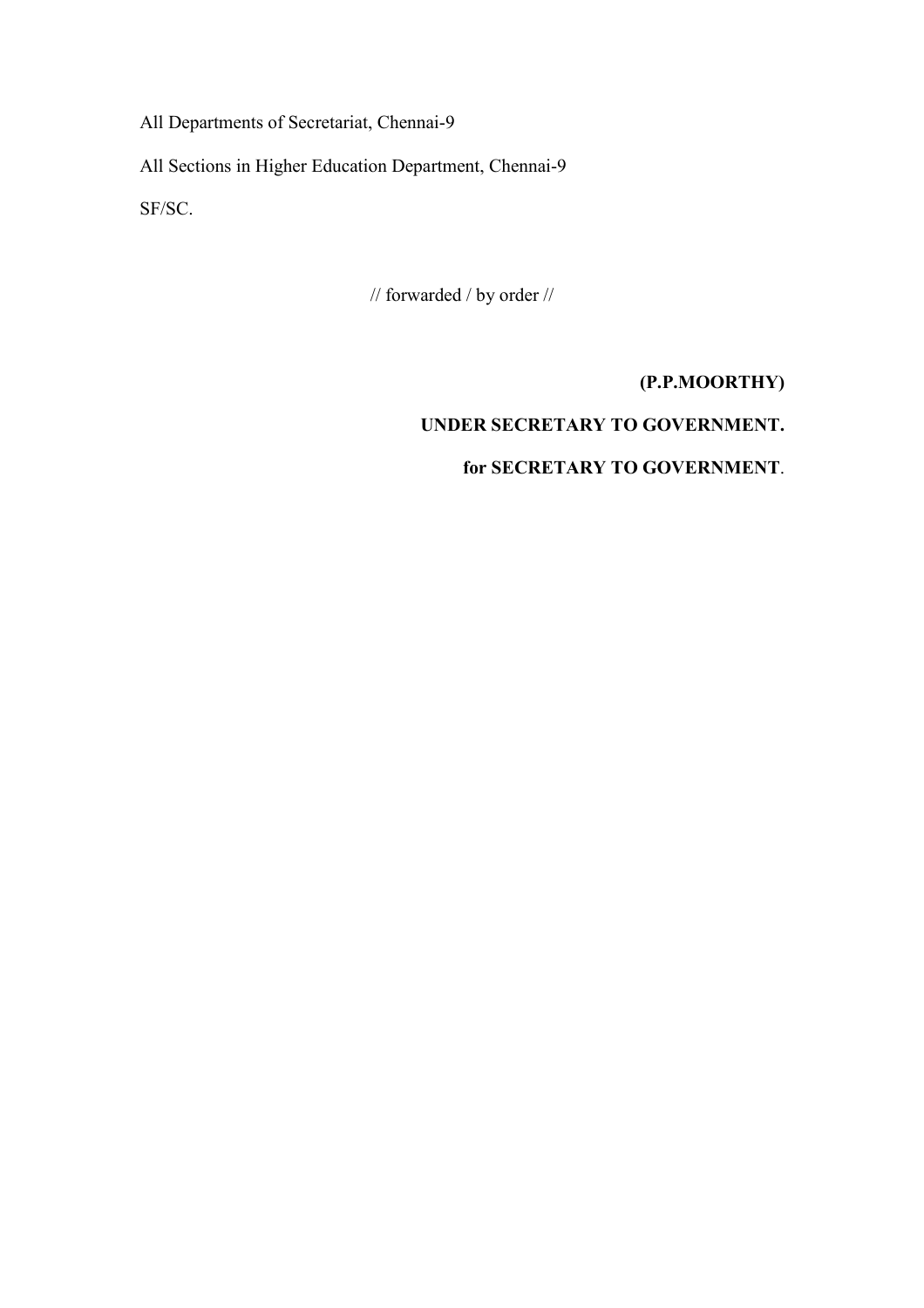All Departments of Secretariat, Chennai-9

All Sections in Higher Education Department, Chennai-9

SF/SC.

// forwarded / by order //

**(P.P.MOORTHY)**

**UNDER SECRETARY TO GOVERNMENT.**

**for SECRETARY TO GOVERNMENT**.